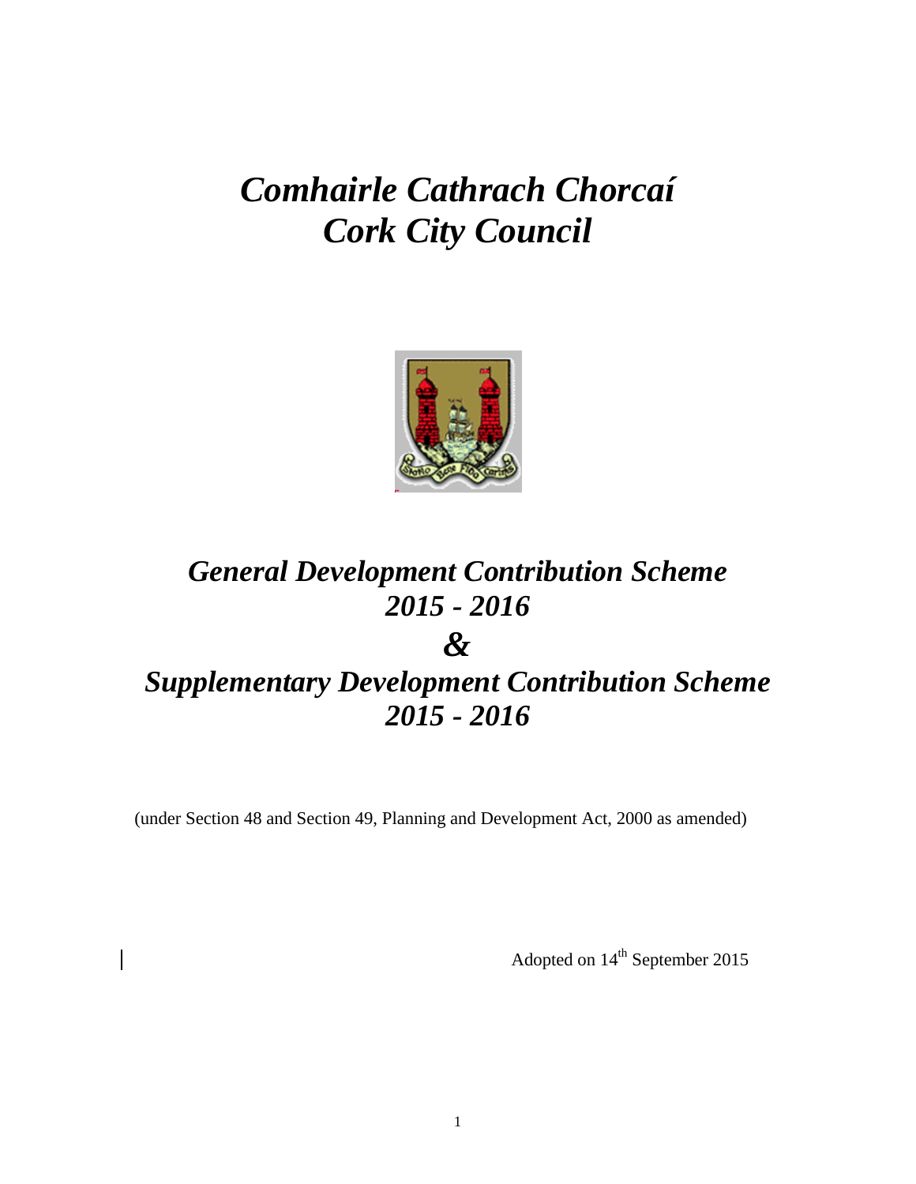# *Comhairle Cathrach Chorcaí*
# *Cork City Council*

## *General Development Contribution Scheme 2015 - 2016*

## *&*

## *Supplementary Development Contribution Scheme 2015 - 2016*

(under Section 48 and Section 49, Planning and Development Act, 2000 as amended)

Adopted on 14th September 2015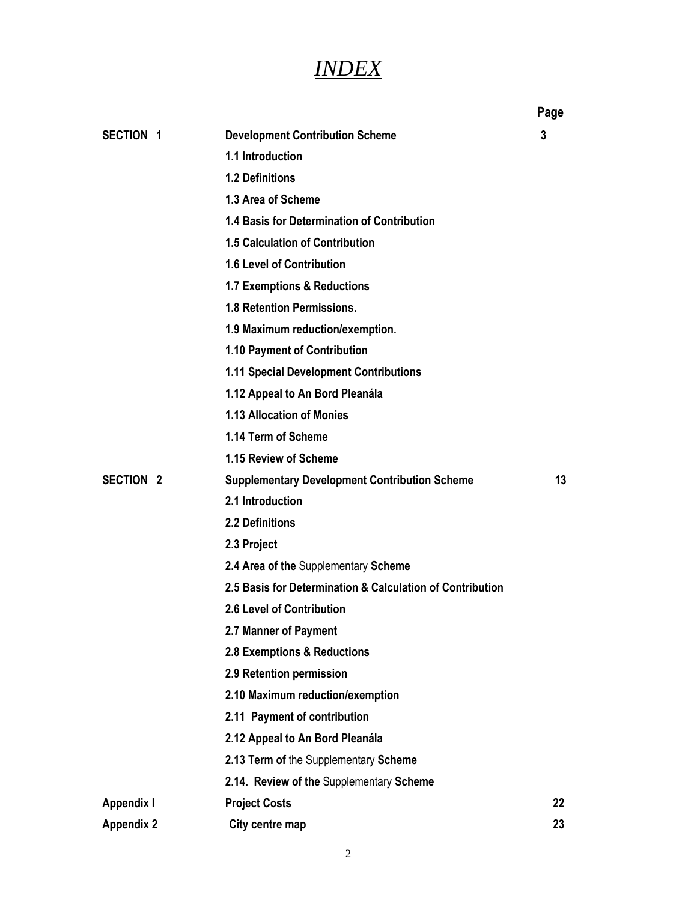# *INDEX*

| | | Page |
|---|---|---|
| **SECTION 1** | **Development Contribution Scheme** | **3** |
| | **1.1 Introduction** | |
| | **1.2 Definitions** | |
| | **1.3 Area of Scheme** | |
| | **1.4 Basis for Determination of Contribution** | |
| | **1.5 Calculation of Contribution** | |
| | **1.6 Level of Contribution** | |
| | **1.7 Exemptions & Reductions** | |
| | **1.8 Retention Permissions.** | |
| | **1.9 Maximum reduction/exemption.** | |
| | **1.10 Payment of Contribution** | |
| | **1.11 Special Development Contributions** | |
| | **1.12 Appeal to An Bord Pleanála** | |
| | **1.13 Allocation of Monies** | |
| | **1.14 Term of Scheme** | |
| | **1.15 Review of Scheme** | |
| **SECTION 2** | **Supplementary Development Contribution Scheme** | **13** |
| | **2.1 Introduction** | |
| | **2.2 Definitions** | |
| | **2.3 Project** | |
| | **2.4 Area of the** Supplementary **Scheme** | |
| | **2.5 Basis for Determination & Calculation of Contribution** | |
| | **2.6 Level of Contribution** | |
| | **2.7 Manner of Payment** | |
| | **2.8 Exemptions & Reductions** | |
| | **2.9 Retention permission** | |
| | **2.10 Maximum reduction/exemption** | |
| | **2.11 Payment of contribution** | |
| | **2.12 Appeal to An Bord Pleanála** | |
| | **2.13 Term of** the Supplementary **Scheme** | |
| | **2.14. Review of the** Supplementary **Scheme** | |
| **Appendix I** | **Project Costs** | **22** |
| **Appendix 2** | **City centre map** | **23** |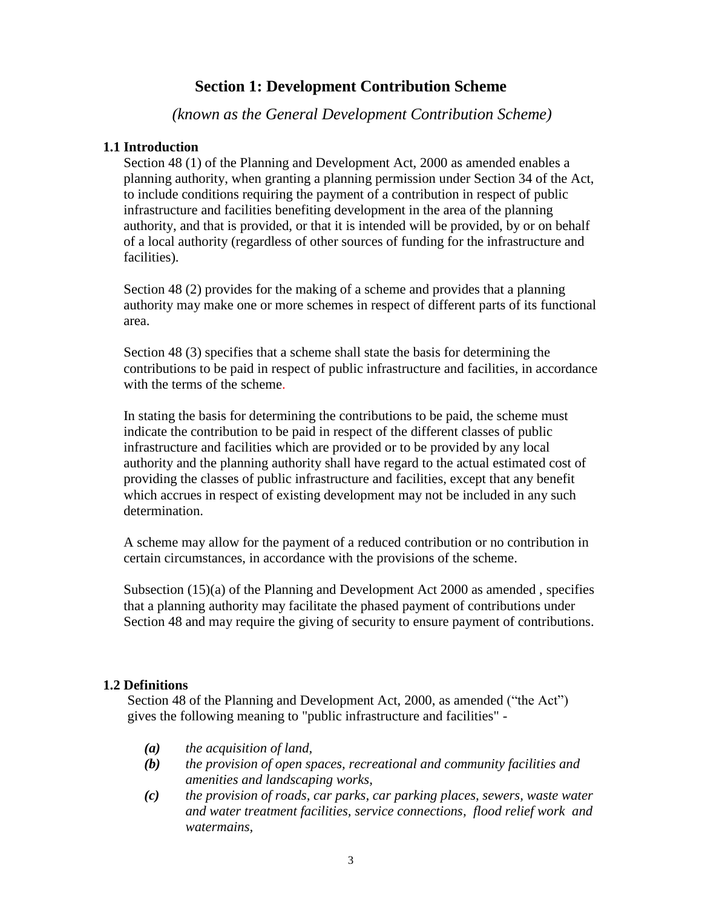# Section 1: Development Contribution Scheme

*(known as the General Development Contribution Scheme)*

### 1.1 Introduction

Section 48 (1) of the Planning and Development Act, 2000 as amended enables a planning authority, when granting a planning permission under Section 34 of the Act, to include conditions requiring the payment of a contribution in respect of public infrastructure and facilities benefiting development in the area of the planning authority, and that is provided, or that it is intended will be provided, by or on behalf of a local authority (regardless of other sources of funding for the infrastructure and facilities).

Section 48 (2) provides for the making of a scheme and provides that a planning authority may make one or more schemes in respect of different parts of its functional area.

Section 48 (3) specifies that a scheme shall state the basis for determining the contributions to be paid in respect of public infrastructure and facilities, in accordance with the terms of the scheme.

In stating the basis for determining the contributions to be paid, the scheme must indicate the contribution to be paid in respect of the different classes of public infrastructure and facilities which are provided or to be provided by any local authority and the planning authority shall have regard to the actual estimated cost of providing the classes of public infrastructure and facilities, except that any benefit which accrues in respect of existing development may not be included in any such determination.

A scheme may allow for the payment of a reduced contribution or no contribution in certain circumstances, in accordance with the provisions of the scheme.

Subsection (15)(a) of the Planning and Development Act 2000 as amended , specifies that a planning authority may facilitate the phased payment of contributions under Section 48 and may require the giving of security to ensure payment of contributions.

### 1.2 Definitions

Section 48 of the Planning and Development Act, 2000, as amended ("the Act") gives the following meaning to "public infrastructure and facilities" -

- ***(a)*** *the acquisition of land,*
- ***(b)*** *the provision of open spaces, recreational and community facilities and amenities and landscaping works,*
- ***(c)*** *the provision of roads, car parks, car parking places, sewers, waste water and water treatment facilities, service connections, flood relief work and watermains,*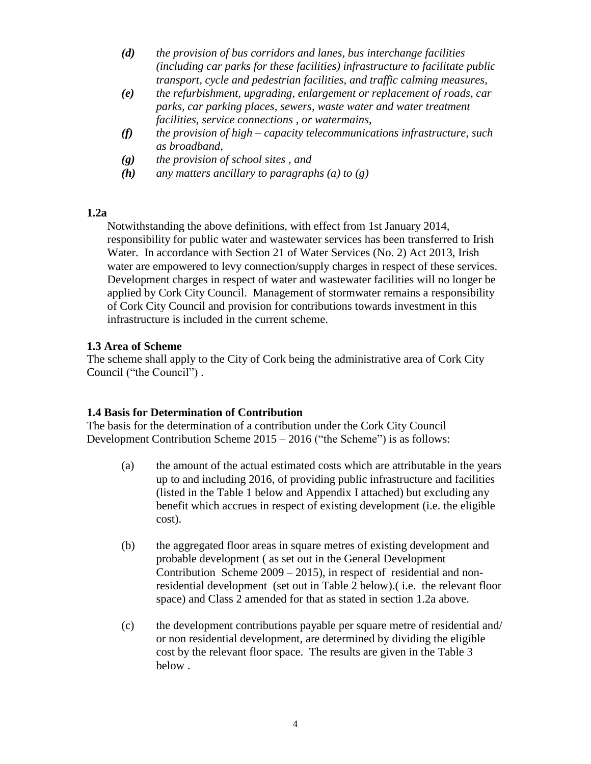*(d)* *the provision of bus corridors and lanes, bus interchange facilities (including car parks for these facilities) infrastructure to facilitate public transport, cycle and pedestrian facilities, and traffic calming measures,*

*(e)* *the refurbishment, upgrading, enlargement or replacement of roads, car parks, car parking places, sewers, waste water and water treatment facilities, service connections , or watermains,*

*(f)* *the provision of high – capacity telecommunications infrastructure, such as broadband,*

*(g)* *the provision of school sites , and*

*(h)* *any matters ancillary to paragraphs (a) to (g)*

**1.2a**

Notwithstanding the above definitions, with effect from 1st January 2014, responsibility for public water and wastewater services has been transferred to Irish Water. In accordance with Section 21 of Water Services (No. 2) Act 2013, Irish water are empowered to levy connection/supply charges in respect of these services. Development charges in respect of water and wastewater facilities will no longer be applied by Cork City Council. Management of stormwater remains a responsibility of Cork City Council and provision for contributions towards investment in this infrastructure is included in the current scheme.

**1.3 Area of Scheme**

The scheme shall apply to the City of Cork being the administrative area of Cork City Council ("the Council") .

**1.4 Basis for Determination of Contribution**

The basis for the determination of a contribution under the Cork City Council Development Contribution Scheme 2015 – 2016 ("the Scheme") is as follows:

(a) the amount of the actual estimated costs which are attributable in the years up to and including 2016, of providing public infrastructure and facilities (listed in the Table 1 below and Appendix I attached) but excluding any benefit which accrues in respect of existing development (i.e. the eligible cost).

(b) the aggregated floor areas in square metres of existing development and probable development ( as set out in the General Development Contribution Scheme 2009 – 2015), in respect of residential and non-residential development (set out in Table 2 below).( i.e. the relevant floor space) and Class 2 amended for that as stated in section 1.2a above.

(c) the development contributions payable per square metre of residential and/ or non residential development, are determined by dividing the eligible cost by the relevant floor space. The results are given in the Table 3 below .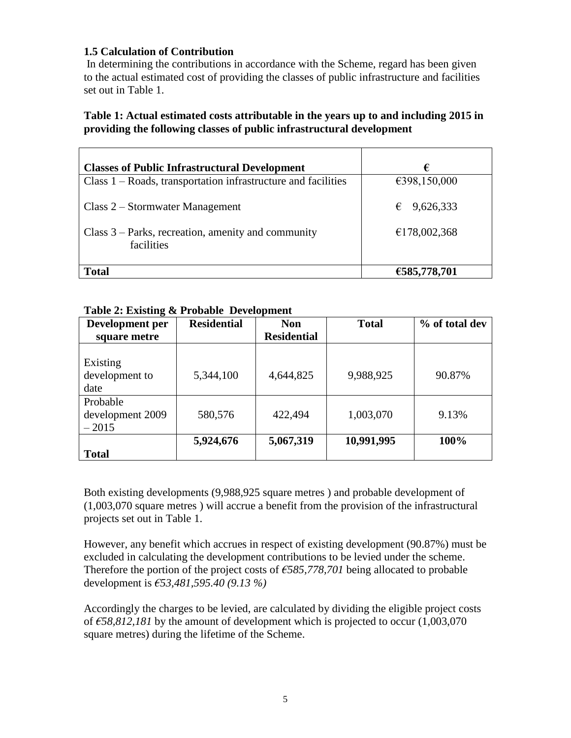### 1.5 Calculation of Contribution

In determining the contributions in accordance with the Scheme, regard has been given to the actual estimated cost of providing the classes of public infrastructure and facilities set out in Table 1.

**Table 1: Actual estimated costs attributable in the years up to and including 2015 in providing the following classes of public infrastructural development**

| **Classes of Public Infrastructural Development** | **€** |
|---|---|
| Class 1 – Roads, transportation infrastructure and facilities | €398,150,000 |
| Class 2 – Stormwater Management | € 9,626,333 |
| Class 3 – Parks, recreation, amenity and community facilities | €178,002,368 |
| **Total** | **€585,778,701** |

**Table 2: Existing & Probable Development**

| **Development per square metre** | **Residential** | **Non Residential** | **Total** | **% of total dev** |
|---|---|---|---|---|
| Existing development to date | 5,344,100 | 4,644,825 | 9,988,925 | 90.87% |
| Probable development 2009 – 2015 | 580,576 | 422,494 | 1,003,070 | 9.13% |
| **Total** | **5,924,676** | **5,067,319** | **10,991,995** | **100%** |

Both existing developments (9,988,925 square metres ) and probable development of (1,003,070 square metres ) will accrue a benefit from the provision of the infrastructural projects set out in Table 1.

However, any benefit which accrues in respect of existing development (90.87%) must be excluded in calculating the development contributions to be levied under the scheme. Therefore the portion of the project costs of *€585,778,701* being allocated to probable development is *€53,481,595.40 (9.13 %)*

Accordingly the charges to be levied, are calculated by dividing the eligible project costs of *€58,812,181* by the amount of development which is projected to occur (1,003,070 square metres) during the lifetime of the Scheme.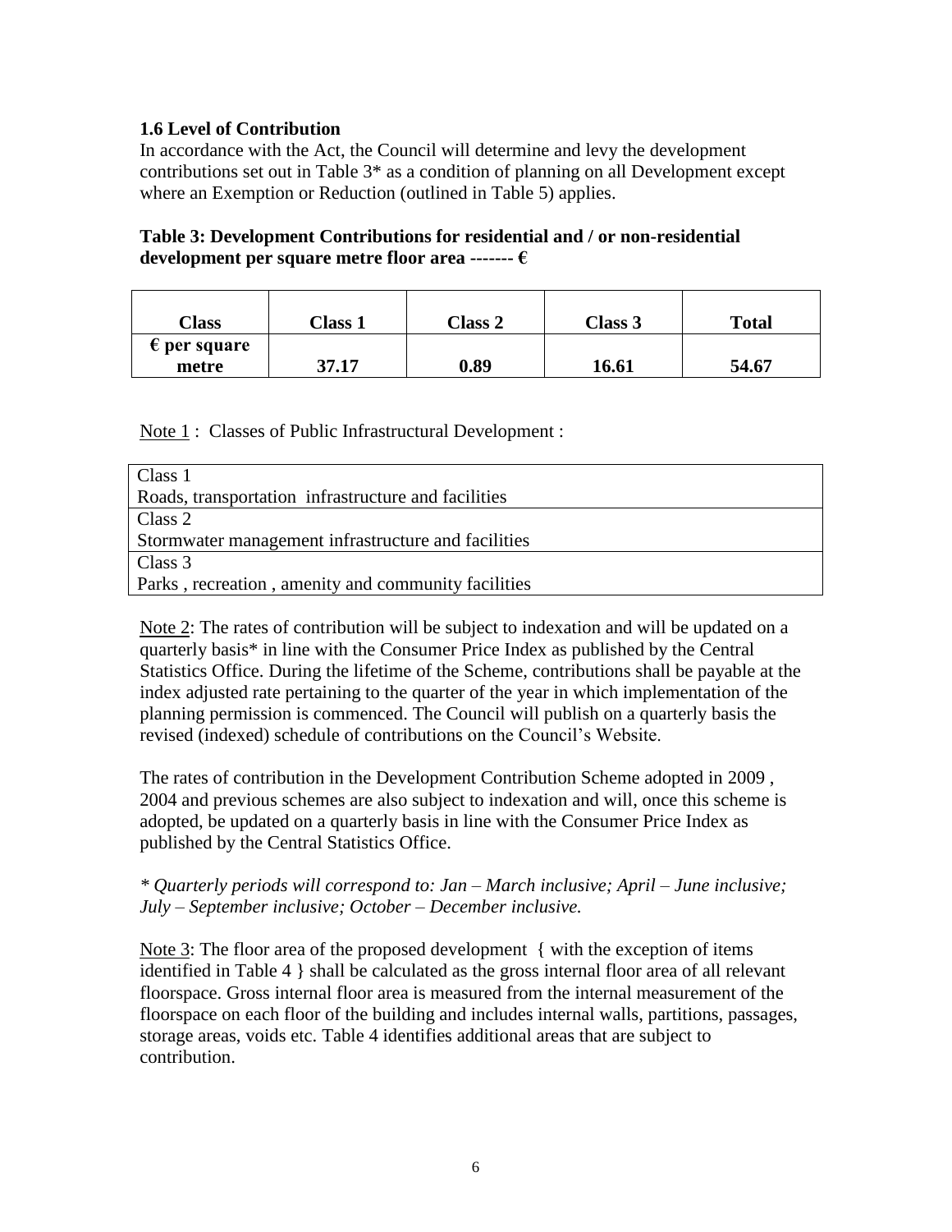### 1.6 Level of Contribution

In accordance with the Act, the Council will determine and levy the development contributions set out in Table 3* as a condition of planning on all Development except where an Exemption or Reduction (outlined in Table 5) applies.

**Table 3: Development Contributions for residential and / or non-residential development per square metre floor area ------- €**

| Class | Class 1 | Class 2 | Class 3 | Total |
|---|---|---|---|---|
| **€ per square metre** | **37.17** | **0.89** | **16.61** | **54.67** |

Note 1 : Classes of Public Infrastructural Development :

| Class 1<br>Roads, transportation infrastructure and facilities |
|---|
| Class 2<br>Stormwater management infrastructure and facilities |
| Class 3<br>Parks , recreation , amenity and community facilities |

Note 2: The rates of contribution will be subject to indexation and will be updated on a quarterly basis* in line with the Consumer Price Index as published by the Central Statistics Office. During the lifetime of the Scheme, contributions shall be payable at the index adjusted rate pertaining to the quarter of the year in which implementation of the planning permission is commenced. The Council will publish on a quarterly basis the revised (indexed) schedule of contributions on the Council's Website.

The rates of contribution in the Development Contribution Scheme adopted in 2009 , 2004 and previous schemes are also subject to indexation and will, once this scheme is adopted, be updated on a quarterly basis in line with the Consumer Price Index as published by the Central Statistics Office.

*\* Quarterly periods will correspond to: Jan – March inclusive; April – June inclusive; July – September inclusive; October – December inclusive.*

Note 3: The floor area of the proposed development { with the exception of items identified in Table 4 } shall be calculated as the gross internal floor area of all relevant floorspace. Gross internal floor area is measured from the internal measurement of the floorspace on each floor of the building and includes internal walls, partitions, passages, storage areas, voids etc. Table 4 identifies additional areas that are subject to contribution.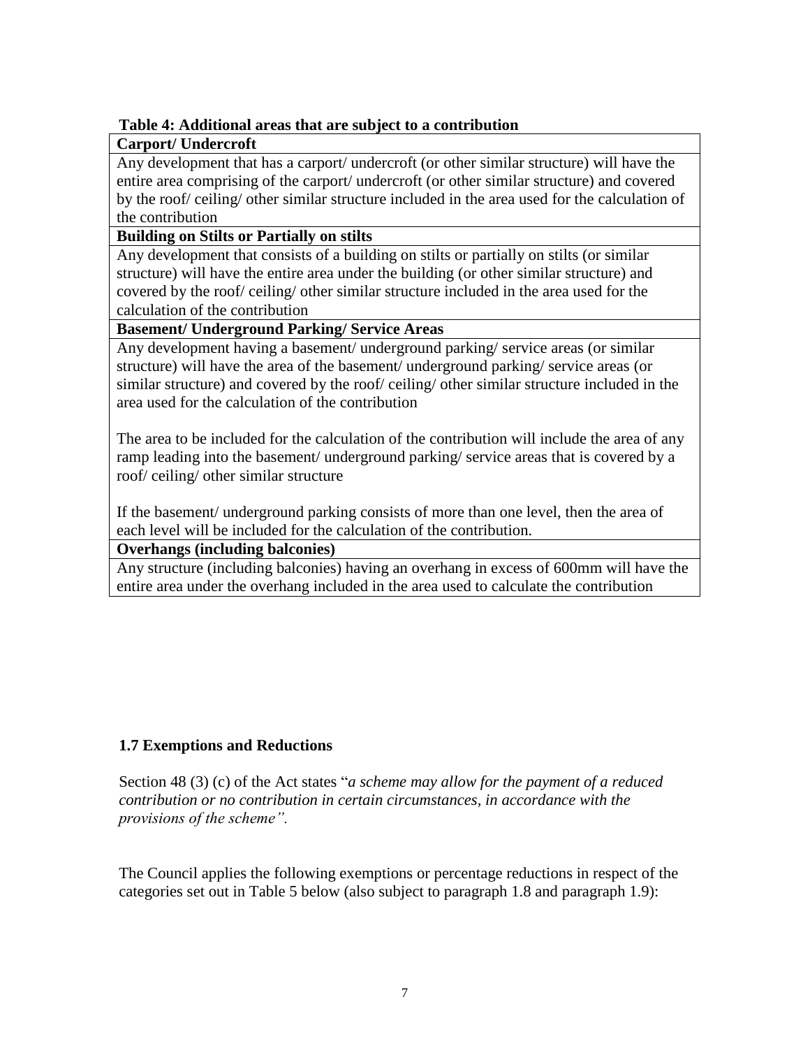**Table 4: Additional areas that are subject to a contribution**

| **Carport/ Undercroft** |
|---|
| Any development that has a carport/ undercroft (or other similar structure) will have the entire area comprising of the carport/ undercroft (or other similar structure) and covered by the roof/ ceiling/ other similar structure included in the area used for the calculation of the contribution |
| **Building on Stilts or Partially on stilts** |
| Any development that consists of a building on stilts or partially on stilts (or similar structure) will have the entire area under the building (or other similar structure) and covered by the roof/ ceiling/ other similar structure included in the area used for the calculation of the contribution |
| **Basement/ Underground Parking/ Service Areas** |
| Any development having a basement/ underground parking/ service areas (or similar structure) will have the area of the basement/ underground parking/ service areas (or similar structure) and covered by the roof/ ceiling/ other similar structure included in the area used for the calculation of the contribution<br><br>The area to be included for the calculation of the contribution will include the area of any ramp leading into the basement/ underground parking/ service areas that is covered by a roof/ ceiling/ other similar structure<br><br>If the basement/ underground parking consists of more than one level, then the area of each level will be included for the calculation of the contribution. |
| **Overhangs (including balconies)** |
| Any structure (including balconies) having an overhang in excess of 600mm will have the entire area under the overhang included in the area used to calculate the contribution |

### 1.7 Exemptions and Reductions

Section 48 (3) (c) of the Act states "*a scheme may allow for the payment of a reduced contribution or no contribution in certain circumstances, in accordance with the provisions of the scheme".*

The Council applies the following exemptions or percentage reductions in respect of the categories set out in Table 5 below (also subject to paragraph 1.8 and paragraph 1.9):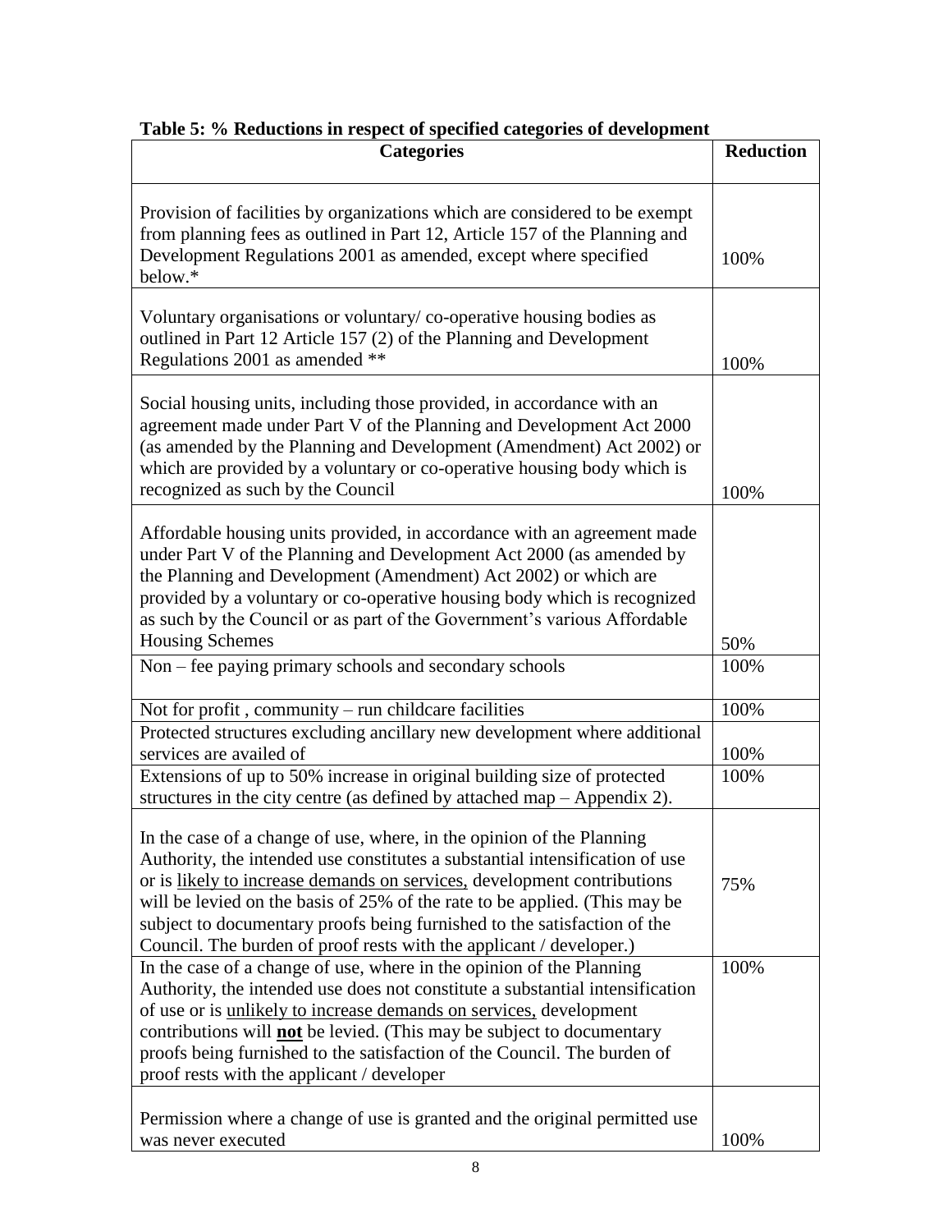**Table 5: % Reductions in respect of specified categories of development**

| Categories | Reduction |
|---|---|
| Provision of facilities by organizations which are considered to be exempt from planning fees as outlined in Part 12, Article 157 of the Planning and Development Regulations 2001 as amended, except where specified below.* | 100% |
| Voluntary organisations or voluntary/ co-operative housing bodies as outlined in Part 12 Article 157 (2) of the Planning and Development Regulations 2001 as amended ** | 100% |
| Social housing units, including those provided, in accordance with an agreement made under Part V of the Planning and Development Act 2000 (as amended by the Planning and Development (Amendment) Act 2002) or which are provided by a voluntary or co-operative housing body which is recognized as such by the Council | 100% |
| Affordable housing units provided, in accordance with an agreement made under Part V of the Planning and Development Act 2000 (as amended by the Planning and Development (Amendment) Act 2002) or which are provided by a voluntary or co-operative housing body which is recognized as such by the Council or as part of the Government's various Affordable Housing Schemes | 50% |
| Non – fee paying primary schools and secondary schools | 100% |
| Not for profit , community – run childcare facilities | 100% |
| Protected structures excluding ancillary new development where additional services are availed of | 100% |
| Extensions of up to 50% increase in original building size of protected structures in the city centre (as defined by attached map – Appendix 2). | 100% |
| In the case of a change of use, where, in the opinion of the Planning Authority, the intended use constitutes a substantial intensification of use or is likely to increase demands on services, development contributions will be levied on the basis of 25% of the rate to be applied. (This may be subject to documentary proofs being furnished to the satisfaction of the Council. The burden of proof rests with the applicant / developer.) | 75% |
| In the case of a change of use, where in the opinion of the Planning Authority, the intended use does not constitute a substantial intensification of use or is unlikely to increase demands on services, development contributions will **not** be levied. (This may be subject to documentary proofs being furnished to the satisfaction of the Council. The burden of proof rests with the applicant / developer | 100% |
| Permission where a change of use is granted and the original permitted use was never executed | 100% |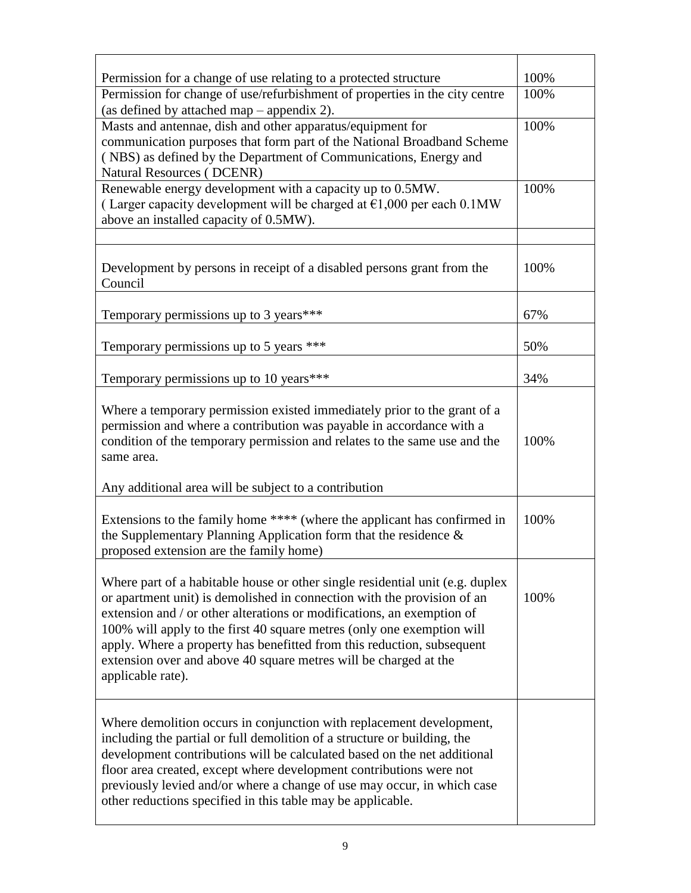| | |
|---|---|
| Permission for a change of use relating to a protected structure | 100% |
| Permission for change of use/refurbishment of properties in the city centre (as defined by attached map – appendix 2). | 100% |
| Masts and antennae, dish and other apparatus/equipment for communication purposes that form part of the National Broadband Scheme ( NBS) as defined by the Department of Communications, Energy and Natural Resources ( DCENR) | 100% |
| Renewable energy development with a capacity up to 0.5MW. ( Larger capacity development will be charged at €1,000 per each 0.1MW above an installed capacity of 0.5MW). | 100% |
| | |
| Development by persons in receipt of a disabled persons grant from the Council | 100% |
| Temporary permissions up to 3 years*** | 67% |
| Temporary permissions up to 5 years *** | 50% |
| Temporary permissions up to 10 years*** | 34% |
| Where a temporary permission existed immediately prior to the grant of a permission and where a contribution was payable in accordance with a condition of the temporary permission and relates to the same use and the same area.<br><br>Any additional area will be subject to a contribution | 100% |
| Extensions to the family home **** (where the applicant has confirmed in the Supplementary Planning Application form that the residence & proposed extension are the family home) | 100% |
| Where part of a habitable house or other single residential unit (e.g. duplex or apartment unit) is demolished in connection with the provision of an extension and / or other alterations or modifications, an exemption of 100% will apply to the first 40 square metres (only one exemption will apply. Where a property has benefitted from this reduction, subsequent extension over and above 40 square metres will be charged at the applicable rate). | 100% |
| Where demolition occurs in conjunction with replacement development, including the partial or full demolition of a structure or building, the development contributions will be calculated based on the net additional floor area created, except where development contributions were not previously levied and/or where a change of use may occur, in which case other reductions specified in this table may be applicable. | |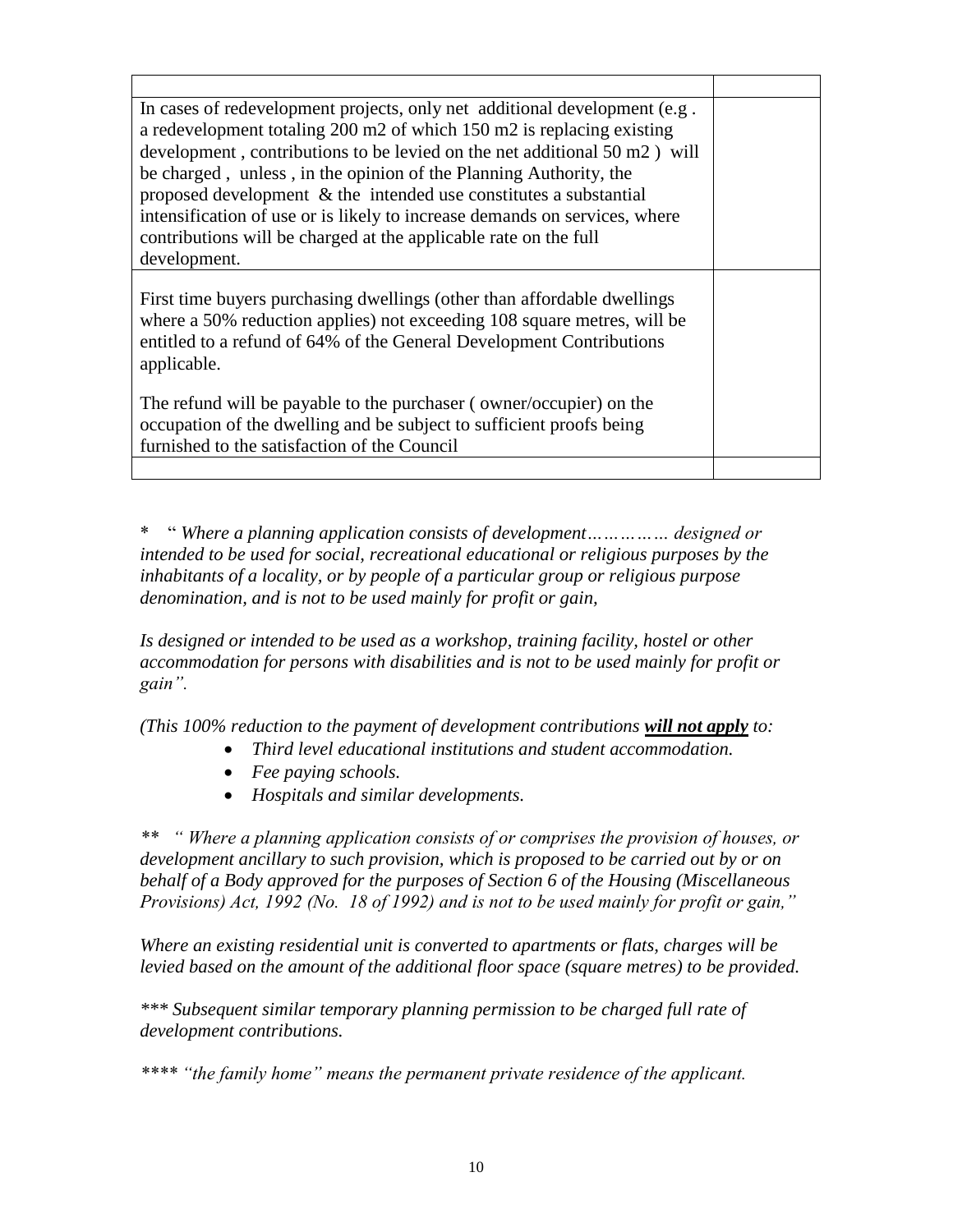| | |
|---|---|
| In cases of redevelopment projects, only net additional development (e.g . a redevelopment totaling 200 m2 of which 150 m2 is replacing existing development , contributions to be levied on the net additional 50 m2 ) will be charged , unless , in the opinion of the Planning Authority, the proposed development & the intended use constitutes a substantial intensification of use or is likely to increase demands on services, where contributions will be charged at the applicable rate on the full development. | |
| First time buyers purchasing dwellings (other than affordable dwellings where a 50% reduction applies) not exceeding 108 square metres, will be entitled to a refund of 64% of the General Development Contributions applicable.<br><br>The refund will be payable to the purchaser ( owner/occupier) on the occupation of the dwelling and be subject to sufficient proofs being furnished to the satisfaction of the Council | |
| | |

\* " *Where a planning application consists of development…………… designed or intended to be used for social, recreational educational or religious purposes by the inhabitants of a locality, or by people of a particular group or religious purpose denomination, and is not to be used mainly for profit or gain,*

*Is designed or intended to be used as a workshop, training facility, hostel or other accommodation for persons with disabilities and is not to be used mainly for profit or gain".*

*(This 100% reduction to the payment of development contributions **will not apply** to:*

- *Third level educational institutions and student accommodation.*
- *Fee paying schools.*
- *Hospitals and similar developments.*

*\*\* " Where a planning application consists of or comprises the provision of houses, or development ancillary to such provision, which is proposed to be carried out by or on behalf of a Body approved for the purposes of Section 6 of the Housing (Miscellaneous Provisions) Act, 1992 (No. 18 of 1992) and is not to be used mainly for profit or gain,"*

*Where an existing residential unit is converted to apartments or flats, charges will be levied based on the amount of the additional floor space (square metres) to be provided.*

*\*\*\* Subsequent similar temporary planning permission to be charged full rate of development contributions.*

*\*\*\*\* "the family home" means the permanent private residence of the applicant.*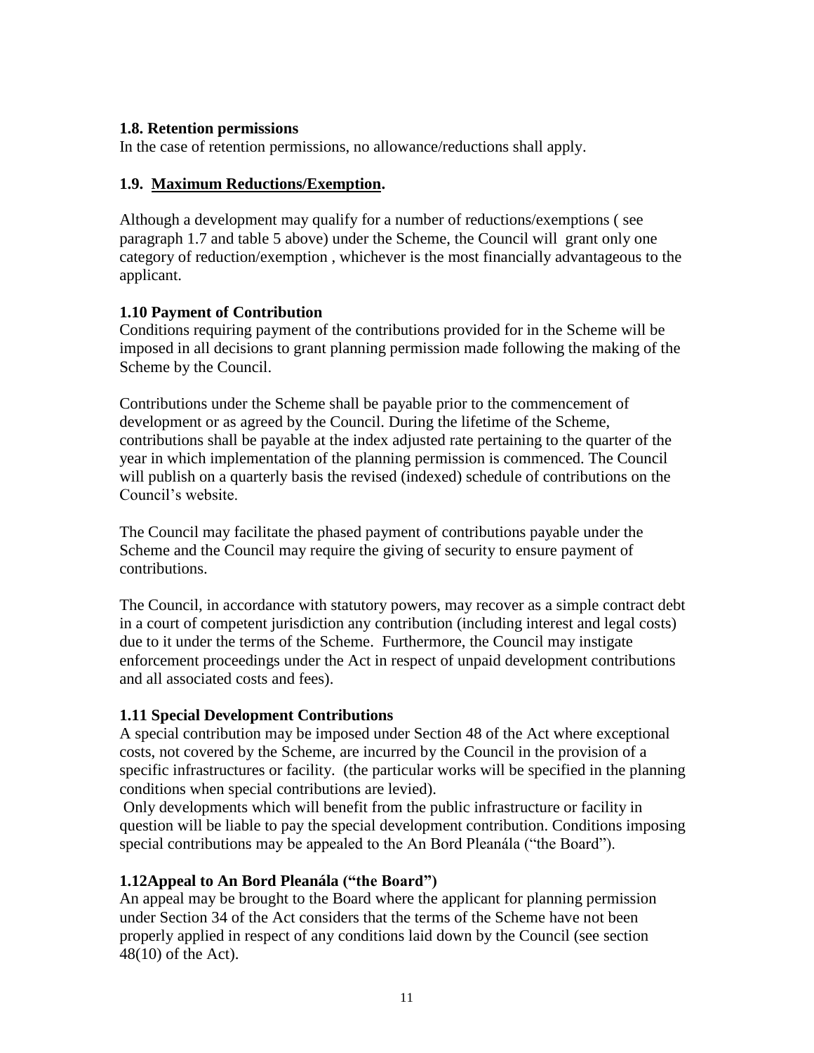### 1.8. Retention permissions

In the case of retention permissions, no allowance/reductions shall apply.

### 1.9. Maximum Reductions/Exemption.

Although a development may qualify for a number of reductions/exemptions ( see paragraph 1.7 and table 5 above) under the Scheme, the Council will grant only one category of reduction/exemption , whichever is the most financially advantageous to the applicant.

### 1.10 Payment of Contribution

Conditions requiring payment of the contributions provided for in the Scheme will be imposed in all decisions to grant planning permission made following the making of the Scheme by the Council.

Contributions under the Scheme shall be payable prior to the commencement of development or as agreed by the Council. During the lifetime of the Scheme, contributions shall be payable at the index adjusted rate pertaining to the quarter of the year in which implementation of the planning permission is commenced. The Council will publish on a quarterly basis the revised (indexed) schedule of contributions on the Council's website.

The Council may facilitate the phased payment of contributions payable under the Scheme and the Council may require the giving of security to ensure payment of contributions.

The Council, in accordance with statutory powers, may recover as a simple contract debt in a court of competent jurisdiction any contribution (including interest and legal costs) due to it under the terms of the Scheme. Furthermore, the Council may instigate enforcement proceedings under the Act in respect of unpaid development contributions and all associated costs and fees).

### 1.11 Special Development Contributions

A special contribution may be imposed under Section 48 of the Act where exceptional costs, not covered by the Scheme, are incurred by the Council in the provision of a specific infrastructures or facility. (the particular works will be specified in the planning conditions when special contributions are levied).

Only developments which will benefit from the public infrastructure or facility in question will be liable to pay the special development contribution. Conditions imposing special contributions may be appealed to the An Bord Pleanála ("the Board").

### 1.12Appeal to An Bord Pleanála ("the Board")

An appeal may be brought to the Board where the applicant for planning permission under Section 34 of the Act considers that the terms of the Scheme have not been properly applied in respect of any conditions laid down by the Council (see section 48(10) of the Act).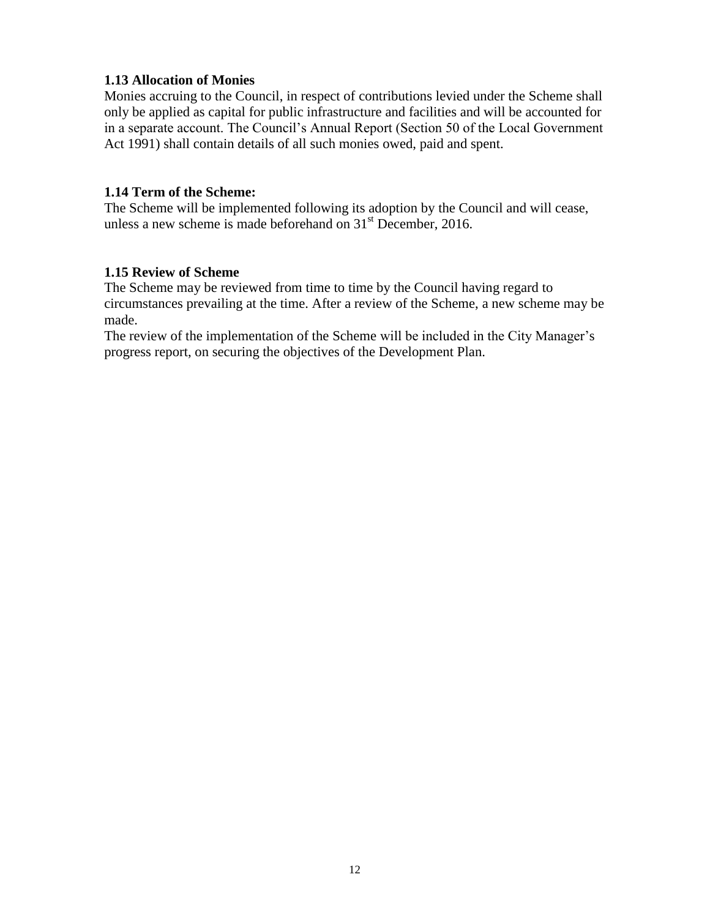**1.13 Allocation of Monies**

Monies accruing to the Council, in respect of contributions levied under the Scheme shall only be applied as capital for public infrastructure and facilities and will be accounted for in a separate account. The Council's Annual Report (Section 50 of the Local Government Act 1991) shall contain details of all such monies owed, paid and spent.

**1.14 Term of the Scheme:**

The Scheme will be implemented following its adoption by the Council and will cease, unless a new scheme is made beforehand on 31st December, 2016.

**1.15 Review of Scheme**

The Scheme may be reviewed from time to time by the Council having regard to circumstances prevailing at the time. After a review of the Scheme, a new scheme may be made.

The review of the implementation of the Scheme will be included in the City Manager's progress report, on securing the objectives of the Development Plan.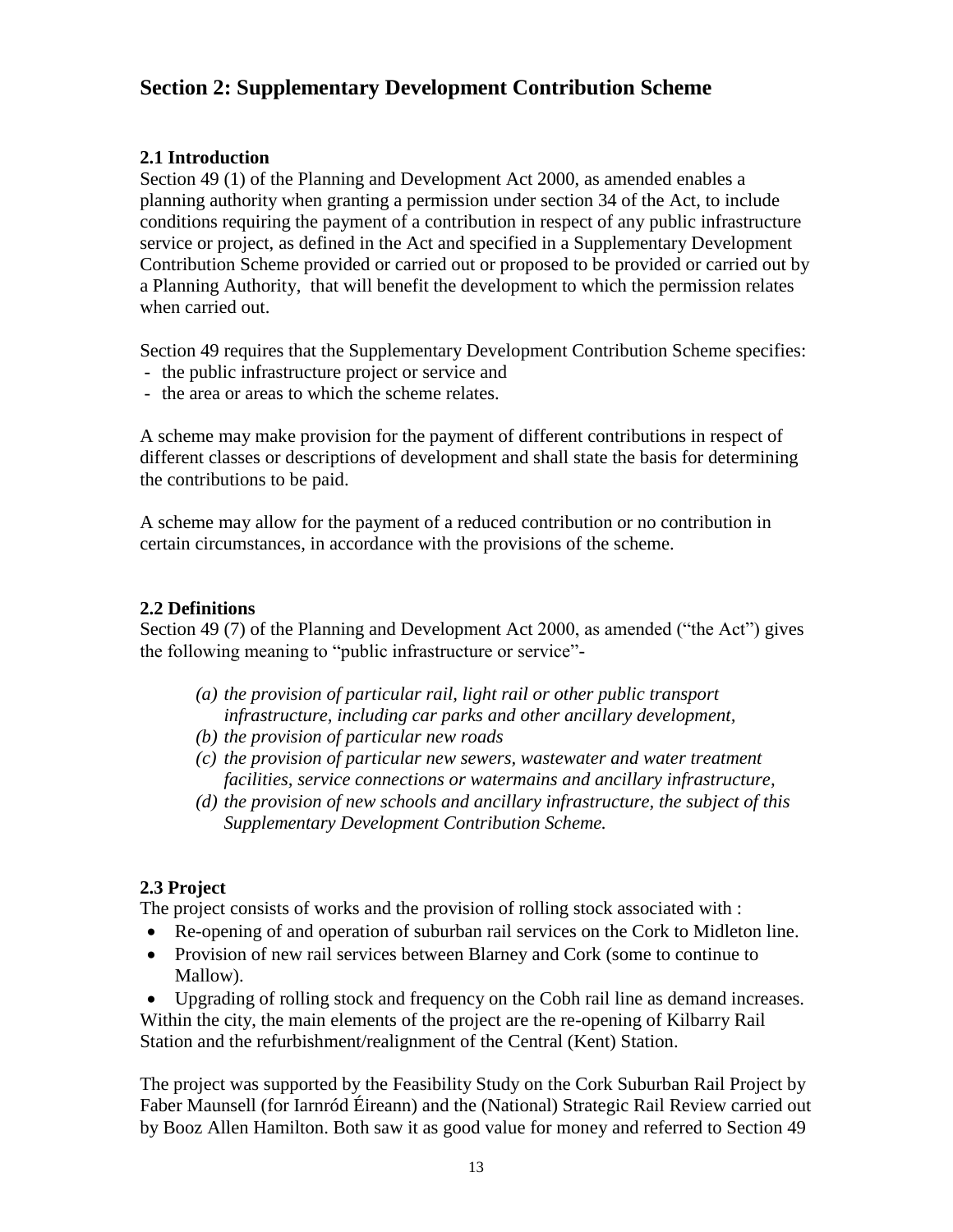## Section 2: Supplementary Development Contribution Scheme

### 2.1 Introduction

Section 49 (1) of the Planning and Development Act 2000, as amended enables a planning authority when granting a permission under section 34 of the Act, to include conditions requiring the payment of a contribution in respect of any public infrastructure service or project, as defined in the Act and specified in a Supplementary Development Contribution Scheme provided or carried out or proposed to be provided or carried out by a Planning Authority, that will benefit the development to which the permission relates when carried out.

Section 49 requires that the Supplementary Development Contribution Scheme specifies:

- the public infrastructure project or service and
- the area or areas to which the scheme relates.

A scheme may make provision for the payment of different contributions in respect of different classes or descriptions of development and shall state the basis for determining the contributions to be paid.

A scheme may allow for the payment of a reduced contribution or no contribution in certain circumstances, in accordance with the provisions of the scheme.

### 2.2 Definitions

Section 49 (7) of the Planning and Development Act 2000, as amended ("the Act") gives the following meaning to "public infrastructure or service"-

*(a) the provision of particular rail, light rail or other public transport infrastructure, including car parks and other ancillary development,*

*(b) the provision of particular new roads*

*(c) the provision of particular new sewers, wastewater and water treatment facilities, service connections or watermains and ancillary infrastructure,*

*(d) the provision of new schools and ancillary infrastructure, the subject of this Supplementary Development Contribution Scheme.*

### 2.3 Project

The project consists of works and the provision of rolling stock associated with :

- Re-opening of and operation of suburban rail services on the Cork to Midleton line.
- Provision of new rail services between Blarney and Cork (some to continue to Mallow).
- Upgrading of rolling stock and frequency on the Cobh rail line as demand increases.

Within the city, the main elements of the project are the re-opening of Kilbarry Rail Station and the refurbishment/realignment of the Central (Kent) Station.

The project was supported by the Feasibility Study on the Cork Suburban Rail Project by Faber Maunsell (for Iarnród Éireann) and the (National) Strategic Rail Review carried out by Booz Allen Hamilton. Both saw it as good value for money and referred to Section 49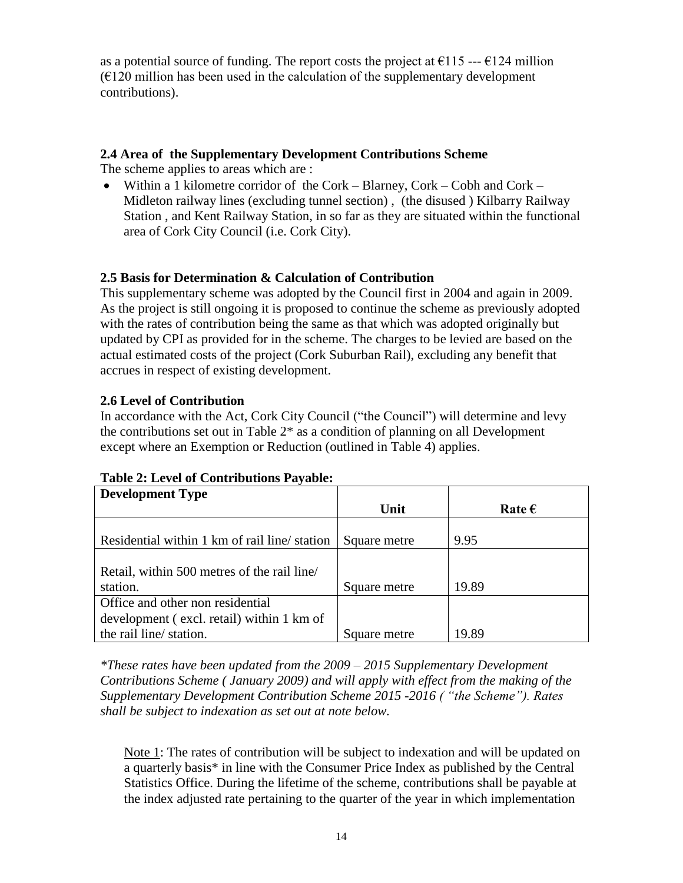as a potential source of funding. The report costs the project at €115 --- €124 million (€120 million has been used in the calculation of the supplementary development contributions).

### 2.4 Area of the Supplementary Development Contributions Scheme

The scheme applies to areas which are :

- Within a 1 kilometre corridor of the Cork – Blarney, Cork – Cobh and Cork – Midleton railway lines (excluding tunnel section) , (the disused ) Kilbarry Railway Station , and Kent Railway Station, in so far as they are situated within the functional area of Cork City Council (i.e. Cork City).

### 2.5 Basis for Determination & Calculation of Contribution

This supplementary scheme was adopted by the Council first in 2004 and again in 2009. As the project is still ongoing it is proposed to continue the scheme as previously adopted with the rates of contribution being the same as that which was adopted originally but updated by CPI as provided for in the scheme. The charges to be levied are based on the actual estimated costs of the project (Cork Suburban Rail), excluding any benefit that accrues in respect of existing development.

### 2.6 Level of Contribution

In accordance with the Act, Cork City Council ("the Council") will determine and levy the contributions set out in Table 2* as a condition of planning on all Development except where an Exemption or Reduction (outlined in Table 4) applies.

**Table 2: Level of Contributions Payable:**

| Development Type | Unit | Rate € |
|---|---|---|
| Residential within 1 km of rail line/ station | Square metre | 9.95 |
| Retail, within 500 metres of the rail line/ station. | Square metre | 19.89 |
| Office and other non residential development ( excl. retail) within 1 km of the rail line/ station. | Square metre | 19.89 |

*\*These rates have been updated from the 2009 – 2015 Supplementary Development Contributions Scheme ( January 2009) and will apply with effect from the making of the Supplementary Development Contribution Scheme 2015 -2016 ( "the Scheme"). Rates shall be subject to indexation as set out at note below.*

Note 1: The rates of contribution will be subject to indexation and will be updated on a quarterly basis* in line with the Consumer Price Index as published by the Central Statistics Office. During the lifetime of the scheme, contributions shall be payable at the index adjusted rate pertaining to the quarter of the year in which implementation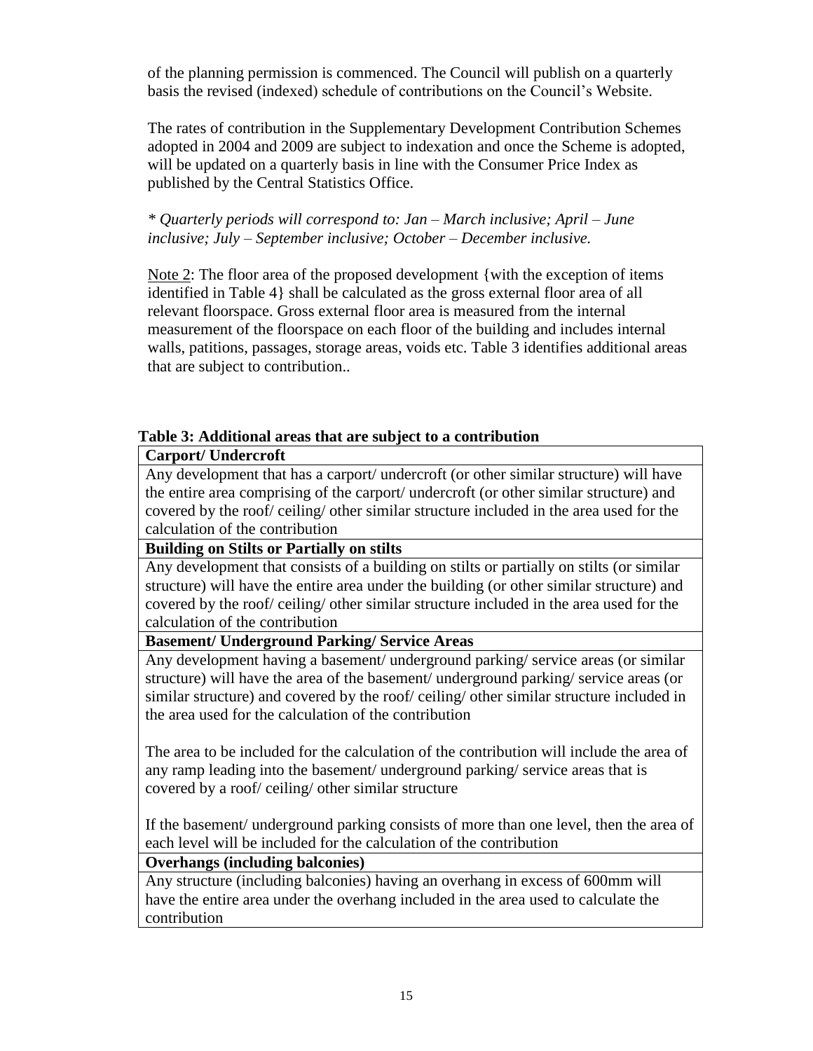of the planning permission is commenced. The Council will publish on a quarterly basis the revised (indexed) schedule of contributions on the Council's Website.

The rates of contribution in the Supplementary Development Contribution Schemes adopted in 2004 and 2009 are subject to indexation and once the Scheme is adopted, will be updated on a quarterly basis in line with the Consumer Price Index as published by the Central Statistics Office.

*\* Quarterly periods will correspond to: Jan – March inclusive; April – June inclusive; July – September inclusive; October – December inclusive.*

<u>Note 2</u>: The floor area of the proposed development {with the exception of items identified in Table 4} shall be calculated as the gross external floor area of all relevant floorspace. Gross external floor area is measured from the internal measurement of the floorspace on each floor of the building and includes internal walls, patitions, passages, storage areas, voids etc. Table 3 identifies additional areas that are subject to contribution..

**Table 3: Additional areas that are subject to a contribution**

| **Carport/ Undercroft** |
|---|
| Any development that has a carport/ undercroft (or other similar structure) will have the entire area comprising of the carport/ undercroft (or other similar structure) and covered by the roof/ ceiling/ other similar structure included in the area used for the calculation of the contribution |
| **Building on Stilts or Partially on stilts** |
| Any development that consists of a building on stilts or partially on stilts (or similar structure) will have the entire area under the building (or other similar structure) and covered by the roof/ ceiling/ other similar structure included in the area used for the calculation of the contribution |
| **Basement/ Underground Parking/ Service Areas** |
| Any development having a basement/ underground parking/ service areas (or similar structure) will have the area of the basement/ underground parking/ service areas (or similar structure) and covered by the roof/ ceiling/ other similar structure included in the area used for the calculation of the contribution<br><br>The area to be included for the calculation of the contribution will include the area of any ramp leading into the basement/ underground parking/ service areas that is covered by a roof/ ceiling/ other similar structure<br><br>If the basement/ underground parking consists of more than one level, then the area of each level will be included for the calculation of the contribution |
| **Overhangs (including balconies)** |
| Any structure (including balconies) having an overhang in excess of 600mm will have the entire area under the overhang included in the area used to calculate the contribution |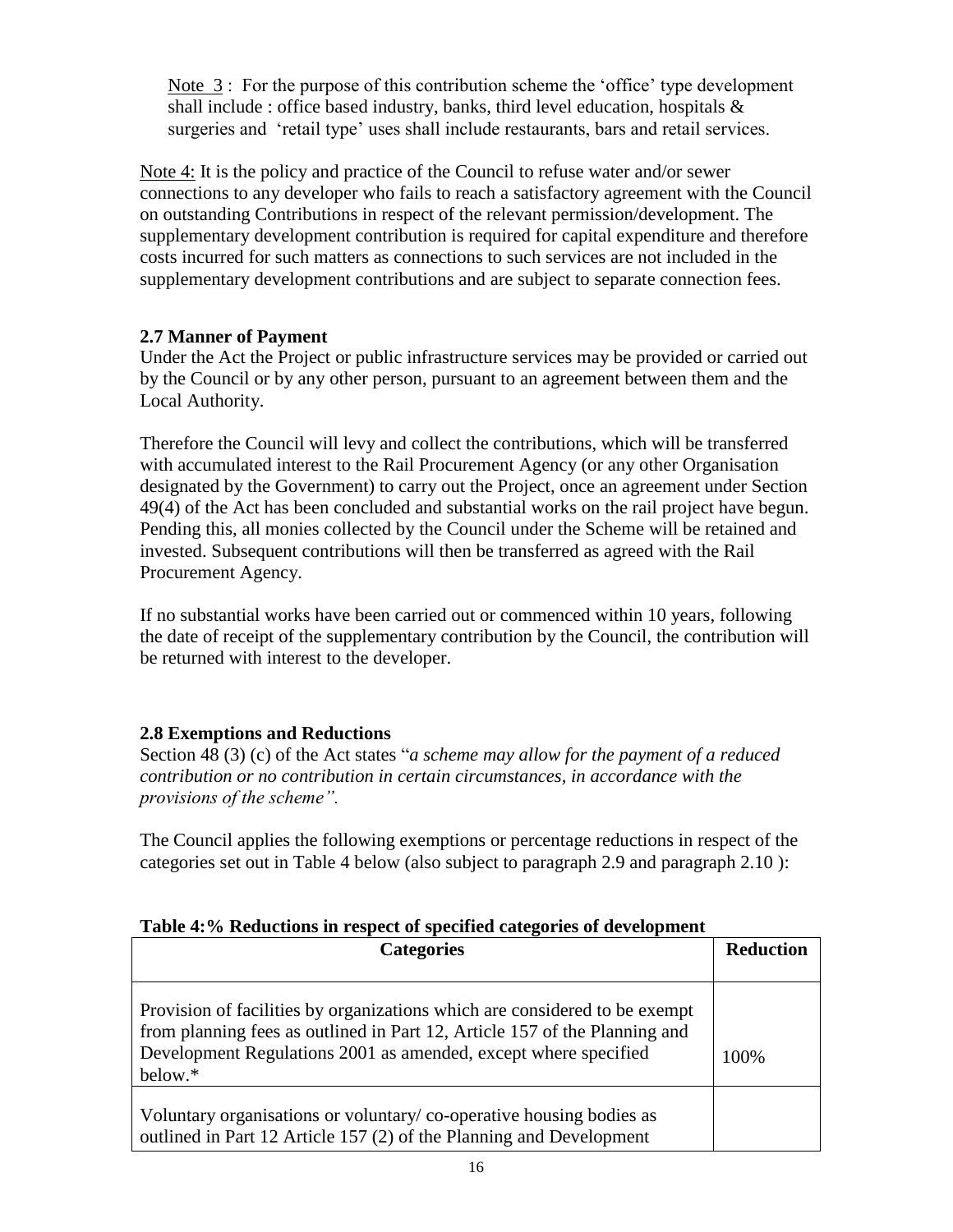Note 3 : For the purpose of this contribution scheme the 'office' type development shall include : office based industry, banks, third level education, hospitals & surgeries and 'retail type' uses shall include restaurants, bars and retail services.

Note 4: It is the policy and practice of the Council to refuse water and/or sewer connections to any developer who fails to reach a satisfactory agreement with the Council on outstanding Contributions in respect of the relevant permission/development. The supplementary development contribution is required for capital expenditure and therefore costs incurred for such matters as connections to such services are not included in the supplementary development contributions and are subject to separate connection fees.

### 2.7 Manner of Payment

Under the Act the Project or public infrastructure services may be provided or carried out by the Council or by any other person, pursuant to an agreement between them and the Local Authority.

Therefore the Council will levy and collect the contributions, which will be transferred with accumulated interest to the Rail Procurement Agency (or any other Organisation designated by the Government) to carry out the Project, once an agreement under Section 49(4) of the Act has been concluded and substantial works on the rail project have begun. Pending this, all monies collected by the Council under the Scheme will be retained and invested. Subsequent contributions will then be transferred as agreed with the Rail Procurement Agency.

If no substantial works have been carried out or commenced within 10 years, following the date of receipt of the supplementary contribution by the Council, the contribution will be returned with interest to the developer.

### 2.8 Exemptions and Reductions

Section 48 (3) (c) of the Act states "*a scheme may allow for the payment of a reduced contribution or no contribution in certain circumstances, in accordance with the provisions of the scheme".*

The Council applies the following exemptions or percentage reductions in respect of the categories set out in Table 4 below (also subject to paragraph 2.9 and paragraph 2.10 ):

**Table 4:% Reductions in respect of specified categories of development**

| Categories | Reduction |
|---|---|
| Provision of facilities by organizations which are considered to be exempt from planning fees as outlined in Part 12, Article 157 of the Planning and Development Regulations 2001 as amended, except where specified below.* | 100% |
| Voluntary organisations or voluntary/ co-operative housing bodies as outlined in Part 12 Article 157 (2) of the Planning and Development | |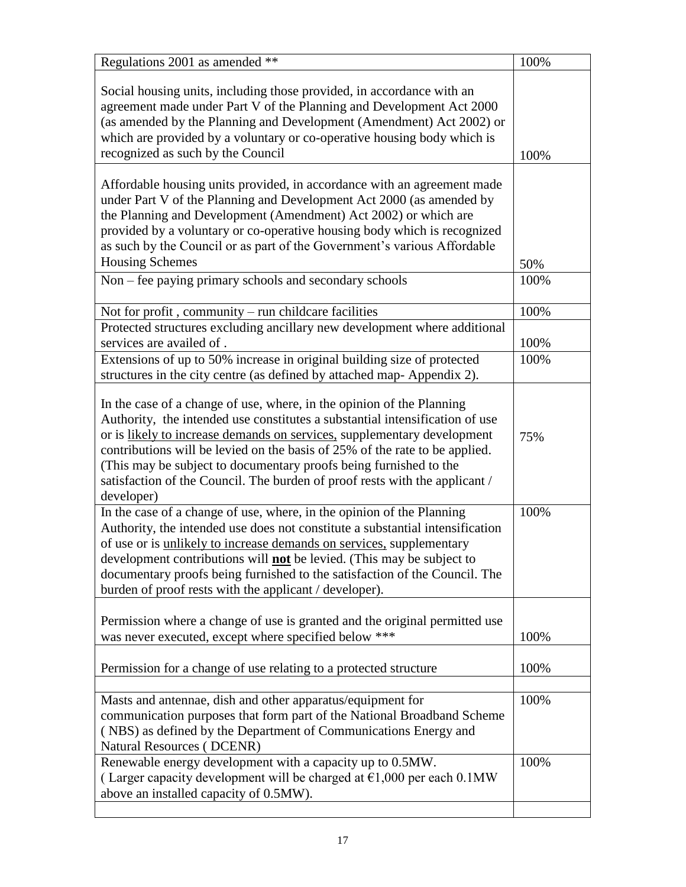| | |
|---|---|
| Regulations 2001 as amended ** | 100% |
| Social housing units, including those provided, in accordance with an agreement made under Part V of the Planning and Development Act 2000 (as amended by the Planning and Development (Amendment) Act 2002) or which are provided by a voluntary or co-operative housing body which is recognized as such by the Council | 100% |
| Affordable housing units provided, in accordance with an agreement made under Part V of the Planning and Development Act 2000 (as amended by the Planning and Development (Amendment) Act 2002) or which are provided by a voluntary or co-operative housing body which is recognized as such by the Council or as part of the Government's various Affordable Housing Schemes | 50% |
| Non – fee paying primary schools and secondary schools | 100% |
| Not for profit , community – run childcare facilities | 100% |
| Protected structures excluding ancillary new development where additional services are availed of . | 100% |
| Extensions of up to 50% increase in original building size of protected structures in the city centre (as defined by attached map- Appendix 2). | 100% |
| In the case of a change of use, where, in the opinion of the Planning Authority, the intended use constitutes a substantial intensification of use or is <u>likely to increase demands on services,</u> supplementary development contributions will be levied on the basis of 25% of the rate to be applied. (This may be subject to documentary proofs being furnished to the satisfaction of the Council. The burden of proof rests with the applicant / developer) | 75% |
| In the case of a change of use, where, in the opinion of the Planning Authority, the intended use does not constitute a substantial intensification of use or is <u>unlikely to increase demands on services,</u> supplementary development contributions will <u>**not**</u> be levied. (This may be subject to documentary proofs being furnished to the satisfaction of the Council. The burden of proof rests with the applicant / developer). | 100% |
| Permission where a change of use is granted and the original permitted use was never executed, except where specified below *** | 100% |
| Permission for a change of use relating to a protected structure | 100% |
| | |
| Masts and antennae, dish and other apparatus/equipment for communication purposes that form part of the National Broadband Scheme ( NBS) as defined by the Department of Communications Energy and Natural Resources ( DCENR) | 100% |
| Renewable energy development with a capacity up to 0.5MW. ( Larger capacity development will be charged at €1,000 per each 0.1MW above an installed capacity of 0.5MW). | 100% |
| | |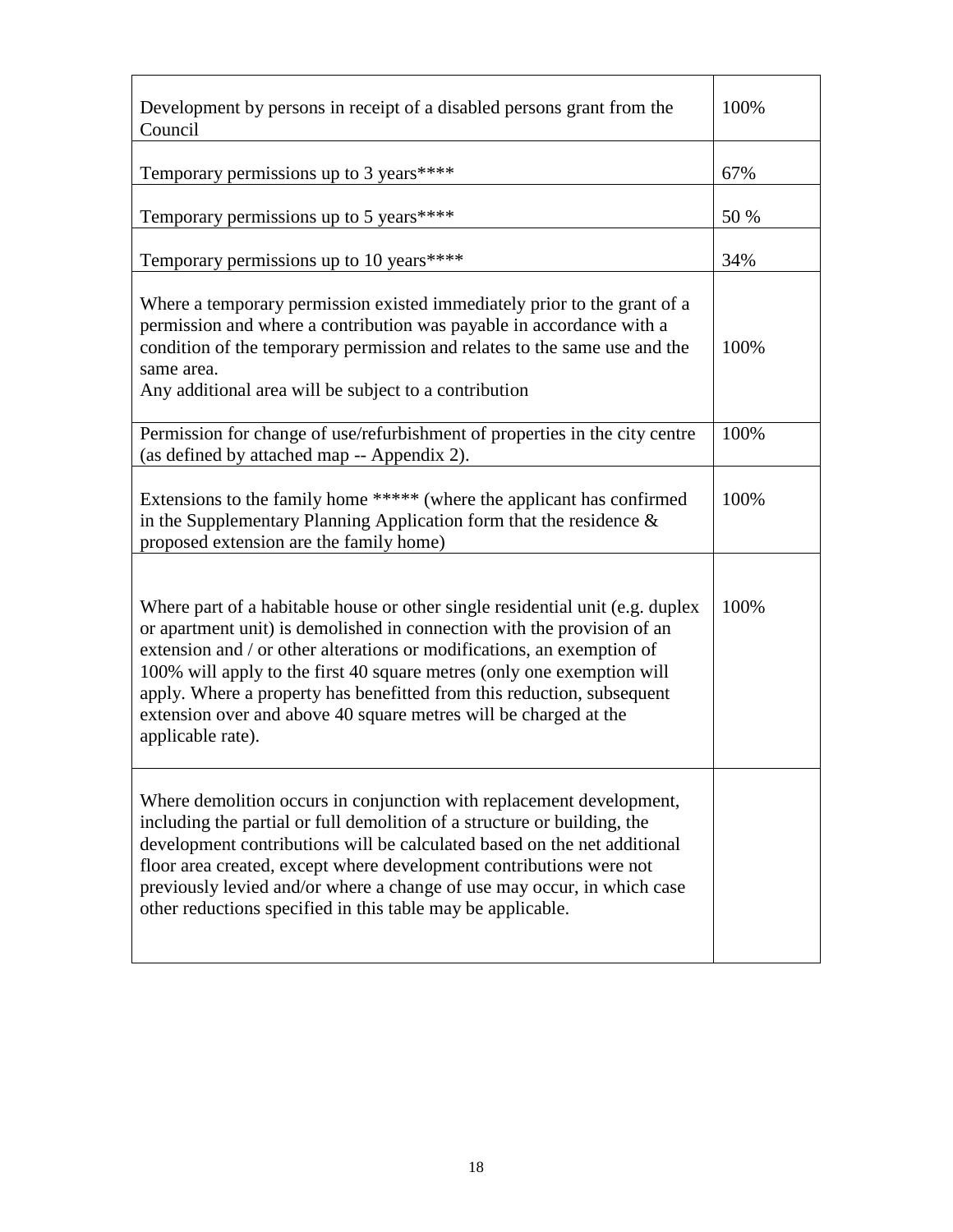| | |
|---|---|
| Development by persons in receipt of a disabled persons grant from the Council | 100% |
| Temporary permissions up to 3 years**** | 67% |
| Temporary permissions up to 5 years**** | 50 % |
| Temporary permissions up to 10 years**** | 34% |
| Where a temporary permission existed immediately prior to the grant of a permission and where a contribution was payable in accordance with a condition of the temporary permission and relates to the same use and the same area.<br>Any additional area will be subject to a contribution | 100% |
| Permission for change of use/refurbishment of properties in the city centre (as defined by attached map -- Appendix 2). | 100% |
| Extensions to the family home ***** (where the applicant has confirmed in the Supplementary Planning Application form that the residence & proposed extension are the family home) | 100% |
| Where part of a habitable house or other single residential unit (e.g. duplex or apartment unit) is demolished in connection with the provision of an extension and / or other alterations or modifications, an exemption of 100% will apply to the first 40 square metres (only one exemption will apply. Where a property has benefitted from this reduction, subsequent extension over and above 40 square metres will be charged at the applicable rate). | 100% |
| Where demolition occurs in conjunction with replacement development, including the partial or full demolition of a structure or building, the development contributions will be calculated based on the net additional floor area created, except where development contributions were not previously levied and/or where a change of use may occur, in which case other reductions specified in this table may be applicable. | |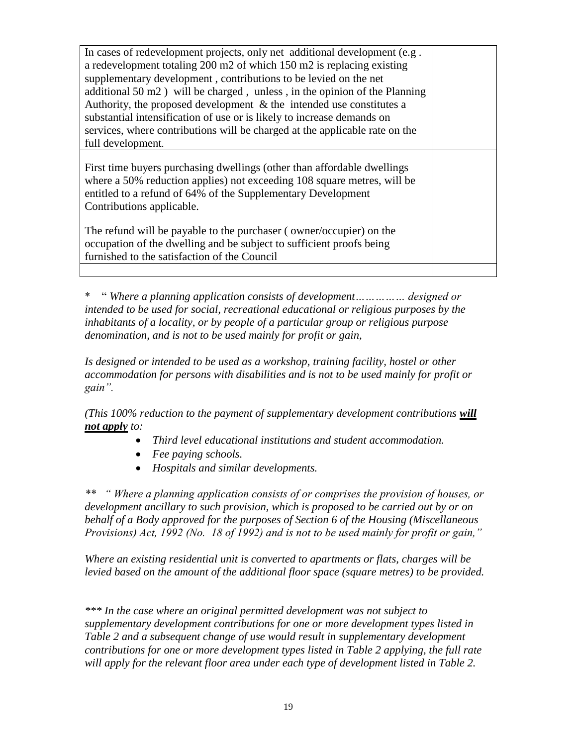| | |
|---|---|
| In cases of redevelopment projects, only net additional development (e.g . a redevelopment totaling 200 m2 of which 150 m2 is replacing existing supplementary development , contributions to be levied on the net additional 50 m2 ) will be charged , unless , in the opinion of the Planning Authority, the proposed development & the intended use constitutes a substantial intensification of use or is likely to increase demands on services, where contributions will be charged at the applicable rate on the full development. | |
| First time buyers purchasing dwellings (other than affordable dwellings where a 50% reduction applies) not exceeding 108 square metres, will be entitled to a refund of 64% of the Supplementary Development Contributions applicable.<br><br>The refund will be payable to the purchaser ( owner/occupier) on the occupation of the dwelling and be subject to sufficient proofs being furnished to the satisfaction of the Council | |
| | |

\* " *Where a planning application consists of development…………… designed or intended to be used for social, recreational educational or religious purposes by the inhabitants of a locality, or by people of a particular group or religious purpose denomination, and is not to be used mainly for profit or gain,*

*Is designed or intended to be used as a workshop, training facility, hostel or other accommodation for persons with disabilities and is not to be used mainly for profit or gain".*

*(This 100% reduction to the payment of supplementary development contributions* ***will not apply*** *to:*

- *Third level educational institutions and student accommodation.*
- *Fee paying schools.*
- *Hospitals and similar developments.*

*\*\* " Where a planning application consists of or comprises the provision of houses, or development ancillary to such provision, which is proposed to be carried out by or on behalf of a Body approved for the purposes of Section 6 of the Housing (Miscellaneous Provisions) Act, 1992 (No. 18 of 1992) and is not to be used mainly for profit or gain,"*

*Where an existing residential unit is converted to apartments or flats, charges will be levied based on the amount of the additional floor space (square metres) to be provided.*

*\*\*\* In the case where an original permitted development was not subject to supplementary development contributions for one or more development types listed in Table 2 and a subsequent change of use would result in supplementary development contributions for one or more development types listed in Table 2 applying, the full rate will apply for the relevant floor area under each type of development listed in Table 2.*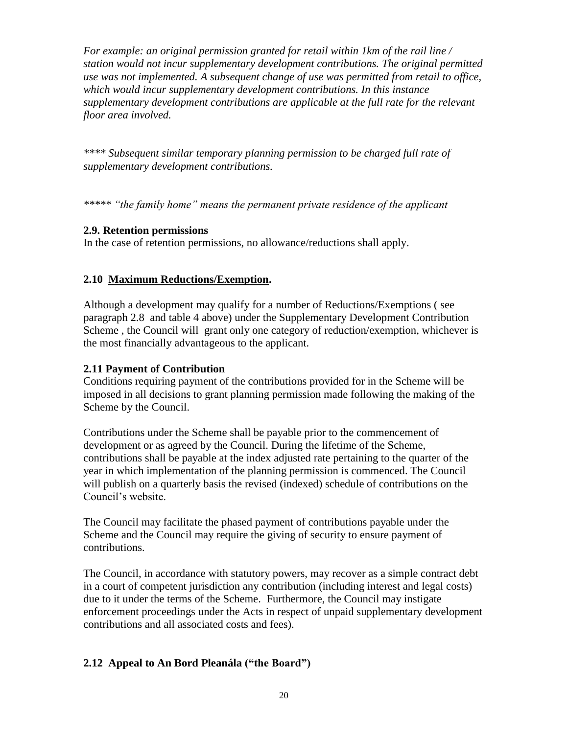*For example: an original permission granted for retail within 1km of the rail line / station would not incur supplementary development contributions. The original permitted use was not implemented. A subsequent change of use was permitted from retail to office, which would incur supplementary development contributions. In this instance supplementary development contributions are applicable at the full rate for the relevant floor area involved.*

*\*\*\*\* Subsequent similar temporary planning permission to be charged full rate of supplementary development contributions.*

*\*\*\*\*\* "the family home" means the permanent private residence of the applicant*

### 2.9. Retention permissions

In the case of retention permissions, no allowance/reductions shall apply.

### 2.10 <u>Maximum Reductions/Exemption</u>.

Although a development may qualify for a number of Reductions/Exemptions ( see paragraph 2.8 and table 4 above) under the Supplementary Development Contribution Scheme , the Council will grant only one category of reduction/exemption, whichever is the most financially advantageous to the applicant.

### 2.11 Payment of Contribution

Conditions requiring payment of the contributions provided for in the Scheme will be imposed in all decisions to grant planning permission made following the making of the Scheme by the Council.

Contributions under the Scheme shall be payable prior to the commencement of development or as agreed by the Council. During the lifetime of the Scheme, contributions shall be payable at the index adjusted rate pertaining to the quarter of the year in which implementation of the planning permission is commenced. The Council will publish on a quarterly basis the revised (indexed) schedule of contributions on the Council's website.

The Council may facilitate the phased payment of contributions payable under the Scheme and the Council may require the giving of security to ensure payment of contributions.

The Council, in accordance with statutory powers, may recover as a simple contract debt in a court of competent jurisdiction any contribution (including interest and legal costs) due to it under the terms of the Scheme. Furthermore, the Council may instigate enforcement proceedings under the Acts in respect of unpaid supplementary development contributions and all associated costs and fees).

### 2.12 Appeal to An Bord Pleanála ("the Board")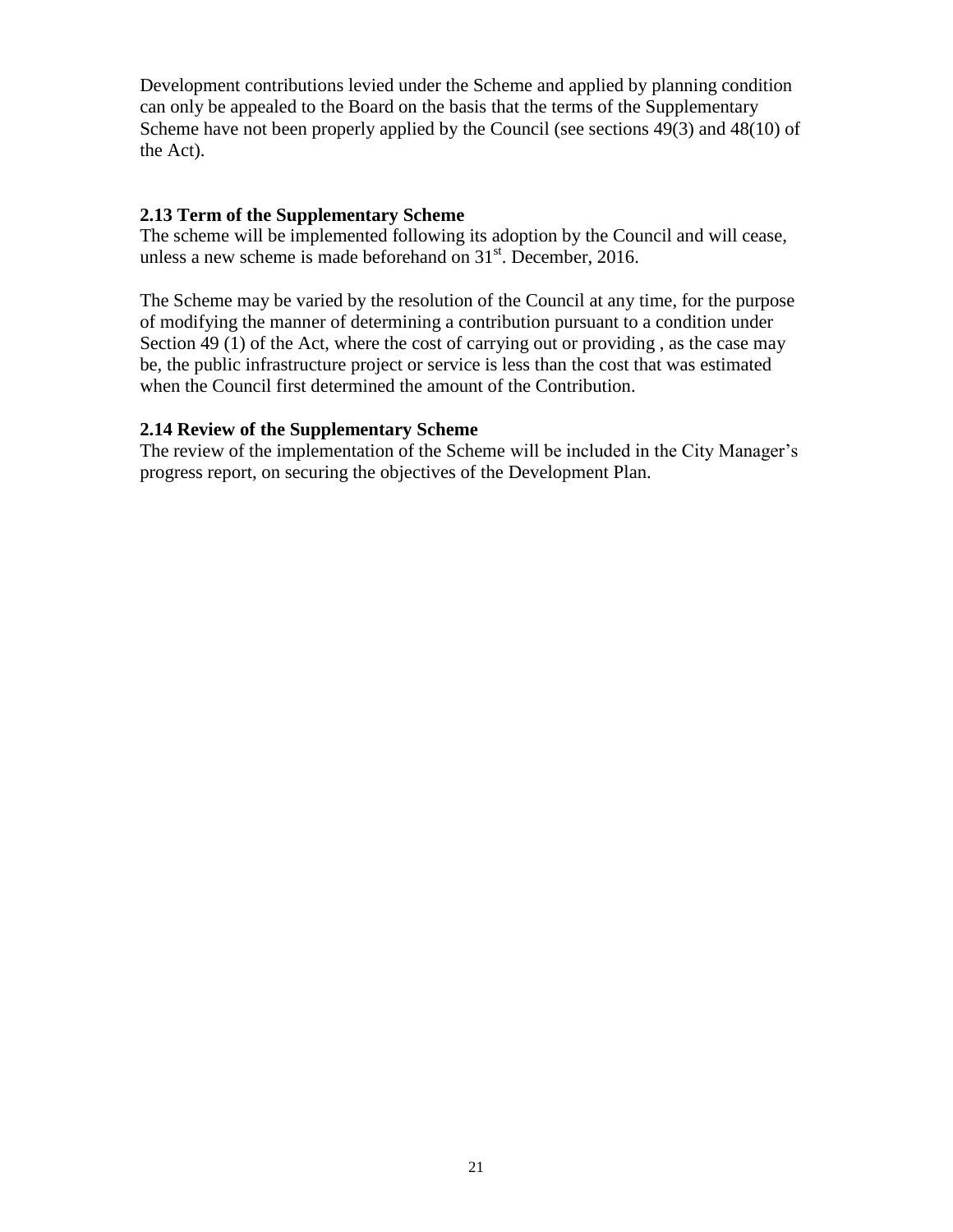Development contributions levied under the Scheme and applied by planning condition can only be appealed to the Board on the basis that the terms of the Supplementary Scheme have not been properly applied by the Council (see sections 49(3) and 48(10) of the Act).

**2.13 Term of the Supplementary Scheme**

The scheme will be implemented following its adoption by the Council and will cease, unless a new scheme is made beforehand on 31st. December, 2016.

The Scheme may be varied by the resolution of the Council at any time, for the purpose of modifying the manner of determining a contribution pursuant to a condition under Section 49 (1) of the Act, where the cost of carrying out or providing , as the case may be, the public infrastructure project or service is less than the cost that was estimated when the Council first determined the amount of the Contribution.

**2.14 Review of the Supplementary Scheme**

The review of the implementation of the Scheme will be included in the City Manager's progress report, on securing the objectives of the Development Plan.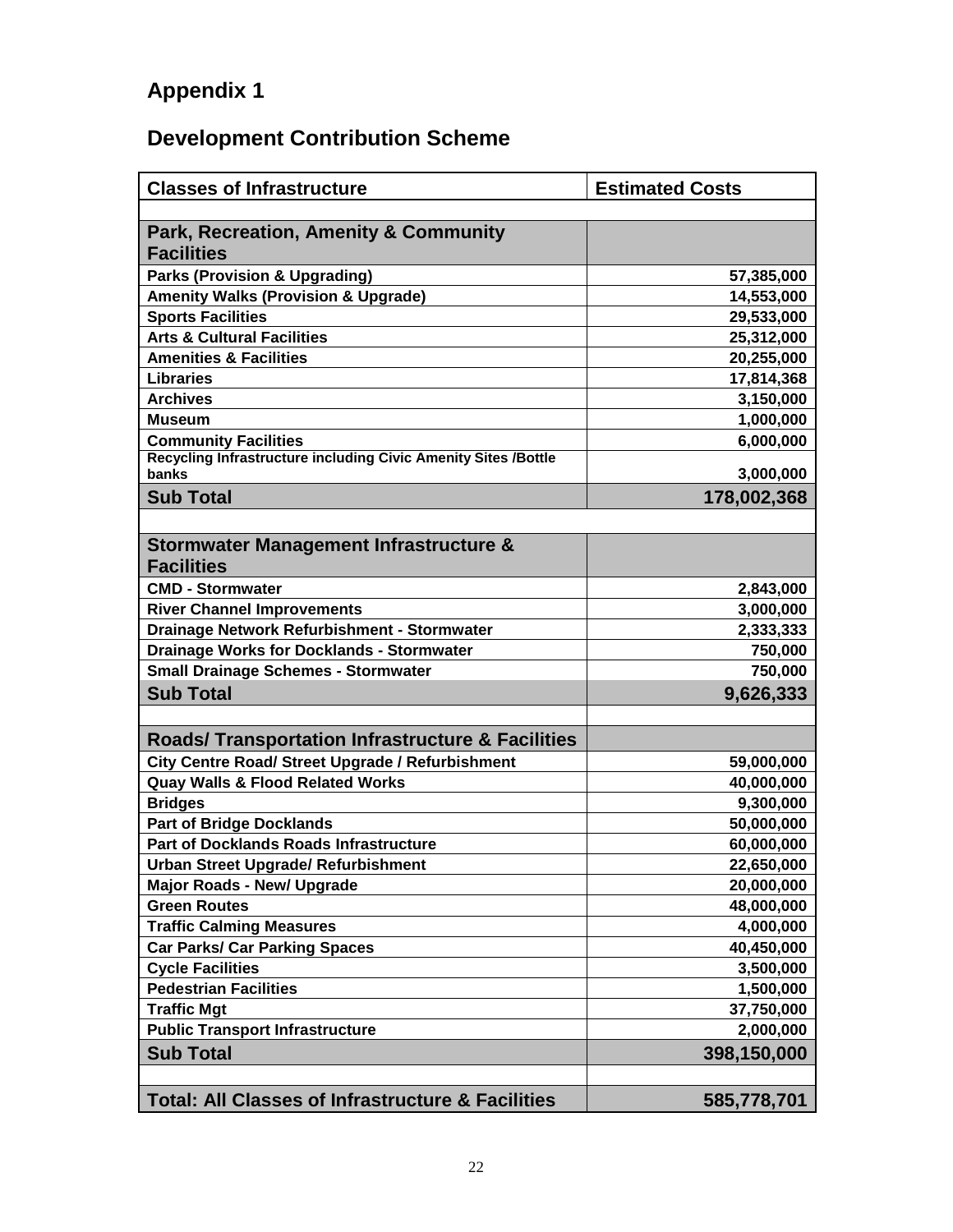# Appendix 1

## Development Contribution Scheme

| Classes of Infrastructure | Estimated Costs |
|---|---|
| | |
| **Park, Recreation, Amenity & Community Facilities** | |
| **Parks (Provision & Upgrading)** | **57,385,000** |
| **Amenity Walks (Provision & Upgrade)** | **14,553,000** |
| **Sports Facilities** | **29,533,000** |
| **Arts & Cultural Facilities** | **25,312,000** |
| **Amenities & Facilities** | **20,255,000** |
| **Libraries** | **17,814,368** |
| **Archives** | **3,150,000** |
| **Museum** | **1,000,000** |
| **Community Facilities** | **6,000,000** |
| **Recycling Infrastructure including Civic Amenity Sites /Bottle banks** | **3,000,000** |
| **Sub Total** | **178,002,368** |
| | |
| **Stormwater Management Infrastructure & Facilities** | |
| **CMD - Stormwater** | **2,843,000** |
| **River Channel Improvements** | **3,000,000** |
| **Drainage Network Refurbishment - Stormwater** | **2,333,333** |
| **Drainage Works for Docklands - Stormwater** | **750,000** |
| **Small Drainage Schemes - Stormwater** | **750,000** |
| **Sub Total** | **9,626,333** |
| | |
| **Roads/ Transportation Infrastructure & Facilities** | |
| **City Centre Road/ Street Upgrade / Refurbishment** | **59,000,000** |
| **Quay Walls & Flood Related Works** | **40,000,000** |
| **Bridges** | **9,300,000** |
| **Part of Bridge Docklands** | **50,000,000** |
| **Part of Docklands Roads Infrastructure** | **60,000,000** |
| **Urban Street Upgrade/ Refurbishment** | **22,650,000** |
| **Major Roads - New/ Upgrade** | **20,000,000** |
| **Green Routes** | **48,000,000** |
| **Traffic Calming Measures** | **4,000,000** |
| **Car Parks/ Car Parking Spaces** | **40,450,000** |
| **Cycle Facilities** | **3,500,000** |
| **Pedestrian Facilities** | **1,500,000** |
| **Traffic Mgt** | **37,750,000** |
| **Public Transport Infrastructure** | **2,000,000** |
| **Sub Total** | **398,150,000** |
| | |
| **Total: All Classes of Infrastructure & Facilities** | **585,778,701** |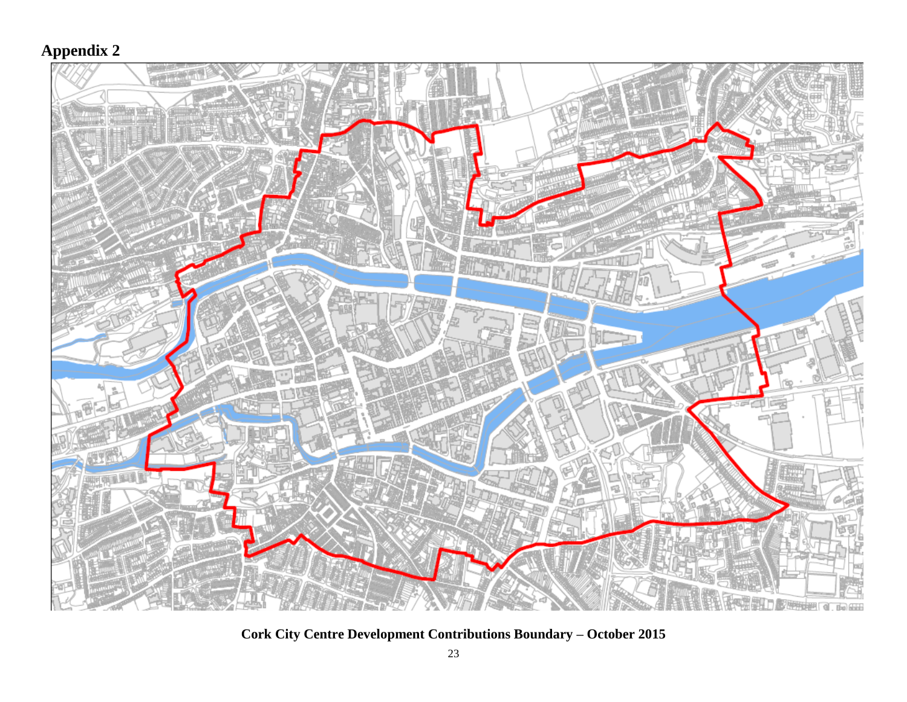## Appendix 2

Cork City Centre Development Contributions Boundary – October 2015